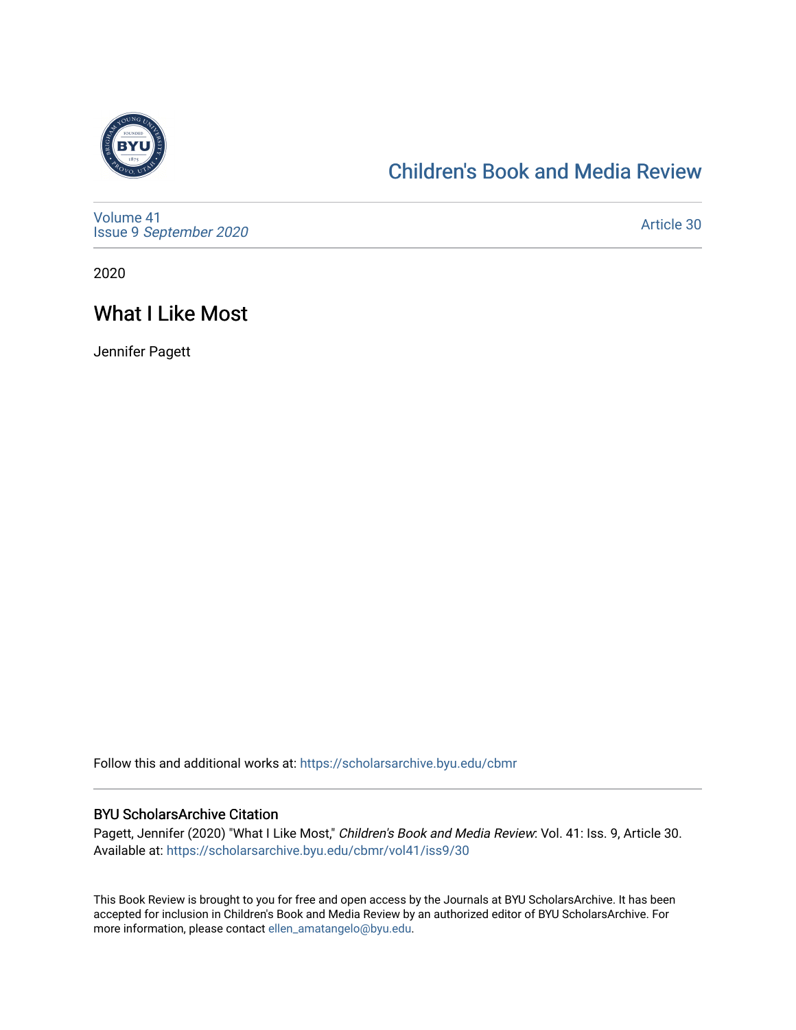Children's Book and Media Review

Volume 41
Issue 9 *September 2020*

Article 30

2020

# What I Like Most

Jennifer Pagett

Follow this and additional works at: https://scholarsarchive.byu.edu/cbmr

### BYU ScholarsArchive Citation

Pagett, Jennifer (2020) "What I Like Most," *Children's Book and Media Review*: Vol. 41: Iss. 9, Article 30.
Available at: https://scholarsarchive.byu.edu/cbmr/vol41/iss9/30

This Book Review is brought to you for free and open access by the Journals at BYU ScholarsArchive. It has been accepted for inclusion in Children's Book and Media Review by an authorized editor of BYU ScholarsArchive. For more information, please contact ellen_amatangelo@byu.edu.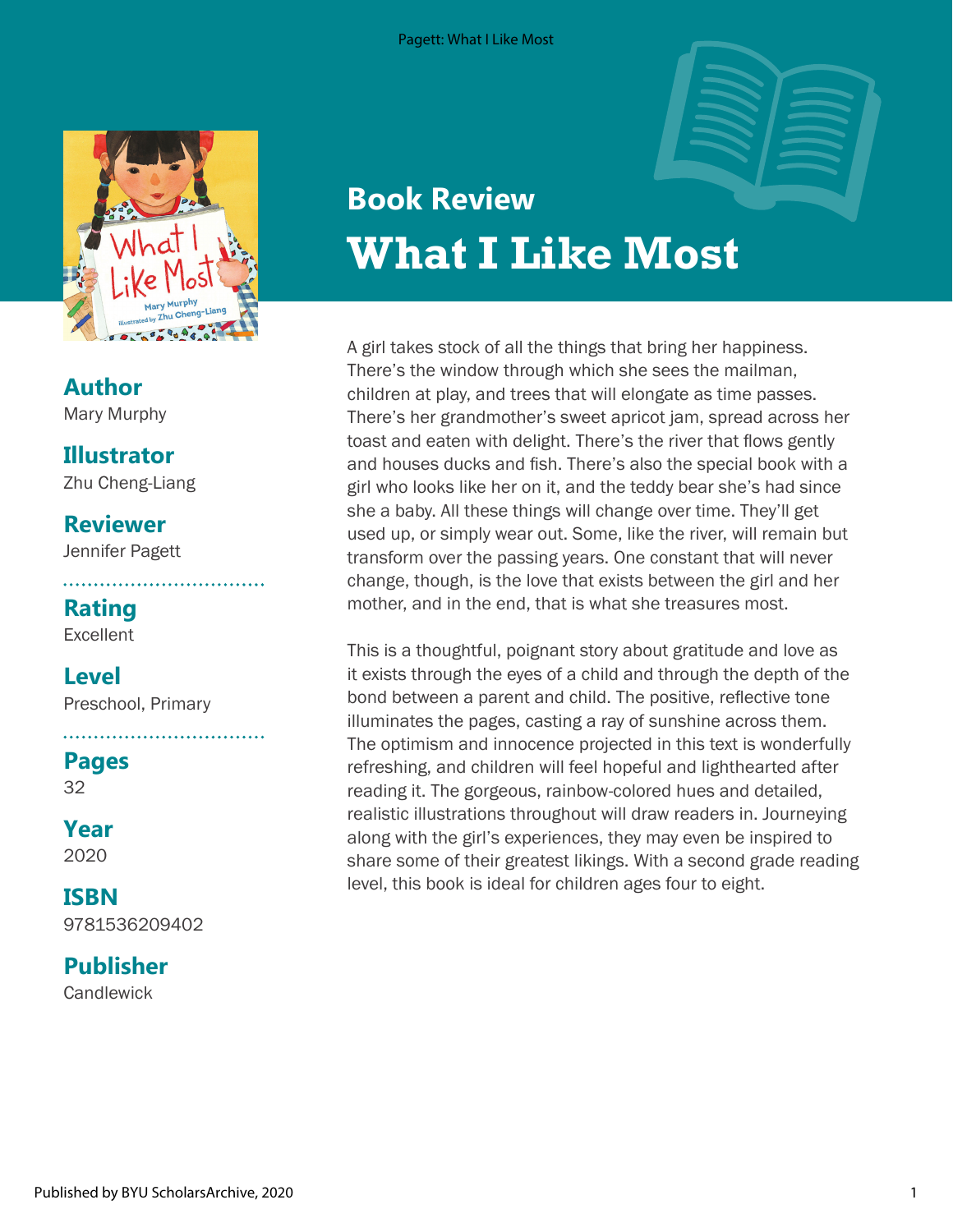## Book Review

# What I Like Most

## Author
Mary Murphy

## Illustrator
Zhu Cheng-Liang

## Reviewer
Jennifer Pagett

## Rating
Excellent

## Level
Preschool, Primary

## Pages
32

## Year
2020

## ISBN
9781536209402

## Publisher
Candlewick

A girl takes stock of all the things that bring her happiness. There's the window through which she sees the mailman, children at play, and trees that will elongate as time passes. There's her grandmother's sweet apricot jam, spread across her toast and eaten with delight. There's the river that flows gently and houses ducks and fish. There's also the special book with a girl who looks like her on it, and the teddy bear she's had since she a baby. All these things will change over time. They'll get used up, or simply wear out. Some, like the river, will remain but transform over the passing years. One constant that will never change, though, is the love that exists between the girl and her mother, and in the end, that is what she treasures most.

This is a thoughtful, poignant story about gratitude and love as it exists through the eyes of a child and through the depth of the bond between a parent and child. The positive, reflective tone illuminates the pages, casting a ray of sunshine across them. The optimism and innocence projected in this text is wonderfully refreshing, and children will feel hopeful and lighthearted after reading it. The gorgeous, rainbow-colored hues and detailed, realistic illustrations throughout will draw readers in. Journeying along with the girl's experiences, they may even be inspired to share some of their greatest likings. With a second grade reading level, this book is ideal for children ages four to eight.